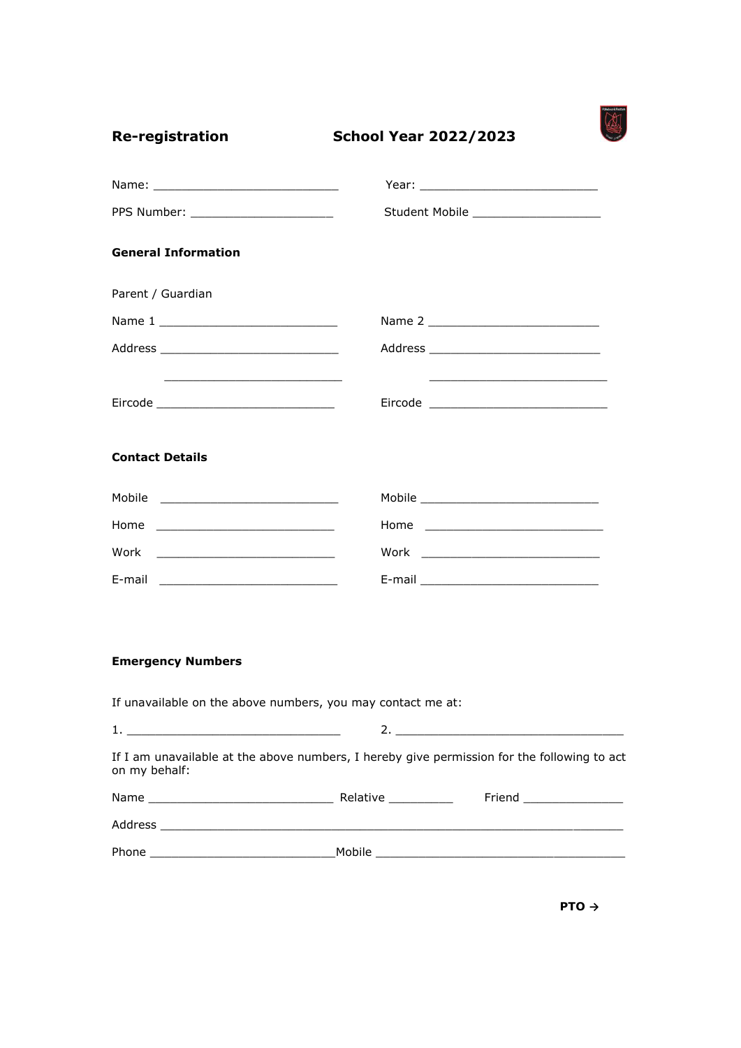**Re-registration** **School Year 2022/2023**

Name: ___________________________ Year: __________________________

PPS Number: _____________________ Student Mobile ___________________

**General Information**

Parent / Guardian

Name 1 __________________________ Name 2 _________________________

Address _________________________ Address _________________________

__________________________ __________________________

Eircode __________________________ Eircode __________________________

**Contact Details**

Mobile __________________________ Mobile __________________________

Home __________________________ Home __________________________

Work __________________________ Work __________________________

E-mail __________________________ E-mail __________________________

**Emergency Numbers**

If unavailable on the above numbers, you may contact me at:

1. _______________________________ 2. _________________________________

If I am unavailable at the above numbers, I hereby give permission for the following to act on my behalf:

Name ___________________________ Relative _________ Friend _______________

Address _______________________________________________________________

Phone __________________________Mobile ___________________________________

**PTO →**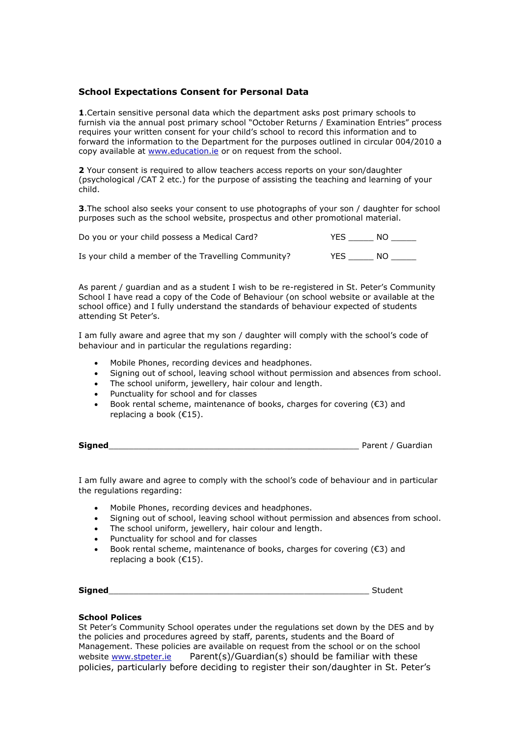## School Expectations Consent for Personal Data

**1**.Certain sensitive personal data which the department asks post primary schools to furnish via the annual post primary school "October Returns / Examination Entries" process requires your written consent for your child's school to record this information and to forward the information to the Department for the purposes outlined in circular 004/2010 a copy available at [www.education.ie](http://www.education.ie) or on request from the school.

**2** Your consent is required to allow teachers access reports on your son/daughter (psychological /CAT 2 etc.) for the purpose of assisting the teaching and learning of your child.

**3**.The school also seeks your consent to use photographs of your son / daughter for school purposes such as the school website, prospectus and other promotional material.

Do you or your child possess a Medical Card? YES _____ NO _____

Is your child a member of the Travelling Community? YES _____ NO _____

As parent / guardian and as a student I wish to be re-registered in St. Peter's Community School I have read a copy of the Code of Behaviour (on school website or available at the school office) and I fully understand the standards of behaviour expected of students attending St Peter's.

I am fully aware and agree that my son / daughter will comply with the school's code of behaviour and in particular the regulations regarding:

- Mobile Phones, recording devices and headphones.
- Signing out of school, leaving school without permission and absences from school.
- The school uniform, jewellery, hair colour and length.
- Punctuality for school and for classes
- Book rental scheme, maintenance of books, charges for covering (€3) and replacing a book (€15).

**Signed**__________________________________________________ Parent / Guardian

I am fully aware and agree to comply with the school's code of behaviour and in particular the regulations regarding:

- Mobile Phones, recording devices and headphones.
- Signing out of school, leaving school without permission and absences from school.
- The school uniform, jewellery, hair colour and length.
- Punctuality for school and for classes
- Book rental scheme, maintenance of books, charges for covering (€3) and replacing a book (€15).

**Signed**__________________________________________________ Student

**School Polices**

St Peter's Community School operates under the regulations set down by the DES and by the policies and procedures agreed by staff, parents, students and the Board of Management. These policies are available on request from the school or on the school website [www.stpeter.ie](http://www.stpeter.ie) Parent(s)/Guardian(s) should be familiar with these policies, particularly before deciding to register their son/daughter in St. Peter's